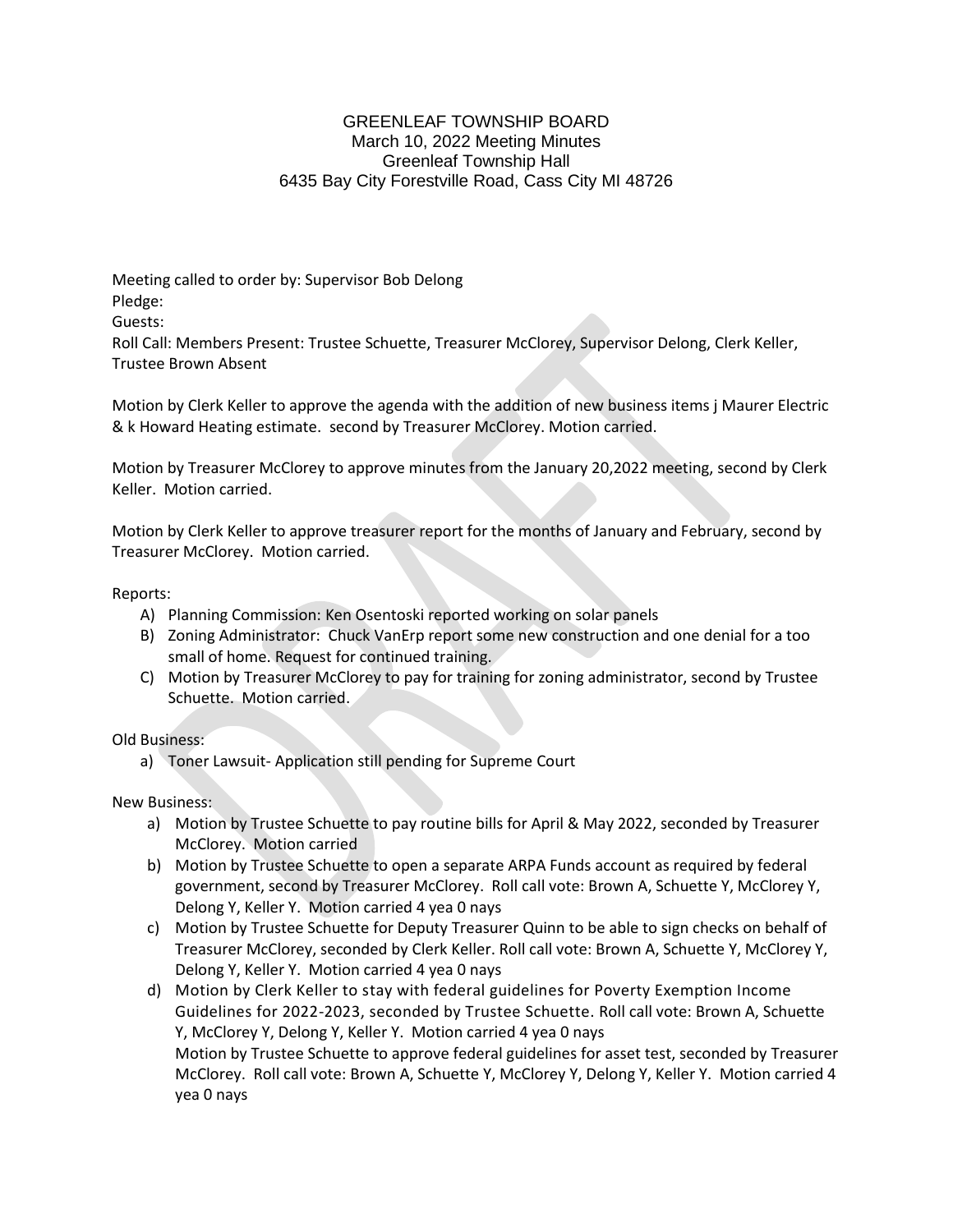# GREENLEAF TOWNSHIP BOARD
March 10, 2022 Meeting Minutes
Greenleaf Township Hall
6435 Bay City Forestville Road, Cass City MI 48726

Meeting called to order by: Supervisor Bob Delong
Pledge:
Guests:
Roll Call: Members Present: Trustee Schuette, Treasurer McClorey, Supervisor Delong, Clerk Keller, Trustee Brown Absent

Motion by Clerk Keller to approve the agenda with the addition of new business items j Maurer Electric & k Howard Heating estimate. second by Treasurer McClorey. Motion carried.

Motion by Treasurer McClorey to approve minutes from the January 20,2022 meeting, second by Clerk Keller. Motion carried.

Motion by Clerk Keller to approve treasurer report for the months of January and February, second by Treasurer McClorey. Motion carried.

Reports:

A) Planning Commission: Ken Osentoski reported working on solar panels
B) Zoning Administrator: Chuck VanErp report some new construction and one denial for a too small of home. Request for continued training.
C) Motion by Treasurer McClorey to pay for training for zoning administrator, second by Trustee Schuette. Motion carried.

Old Business:

a) Toner Lawsuit- Application still pending for Supreme Court

New Business:

a) Motion by Trustee Schuette to pay routine bills for April & May 2022, seconded by Treasurer McClorey. Motion carried
b) Motion by Trustee Schuette to open a separate ARPA Funds account as required by federal government, second by Treasurer McClorey. Roll call vote: Brown A, Schuette Y, McClorey Y, Delong Y, Keller Y. Motion carried 4 yea 0 nays
c) Motion by Trustee Schuette for Deputy Treasurer Quinn to be able to sign checks on behalf of Treasurer McClorey, seconded by Clerk Keller. Roll call vote: Brown A, Schuette Y, McClorey Y, Delong Y, Keller Y. Motion carried 4 yea 0 nays
d) Motion by Clerk Keller to stay with federal guidelines for Poverty Exemption Income Guidelines for 2022-2023, seconded by Trustee Schuette. Roll call vote: Brown A, Schuette Y, McClorey Y, Delong Y, Keller Y. Motion carried 4 yea 0 nays
   Motion by Trustee Schuette to approve federal guidelines for asset test, seconded by Treasurer McClorey. Roll call vote: Brown A, Schuette Y, McClorey Y, Delong Y, Keller Y. Motion carried 4 yea 0 nays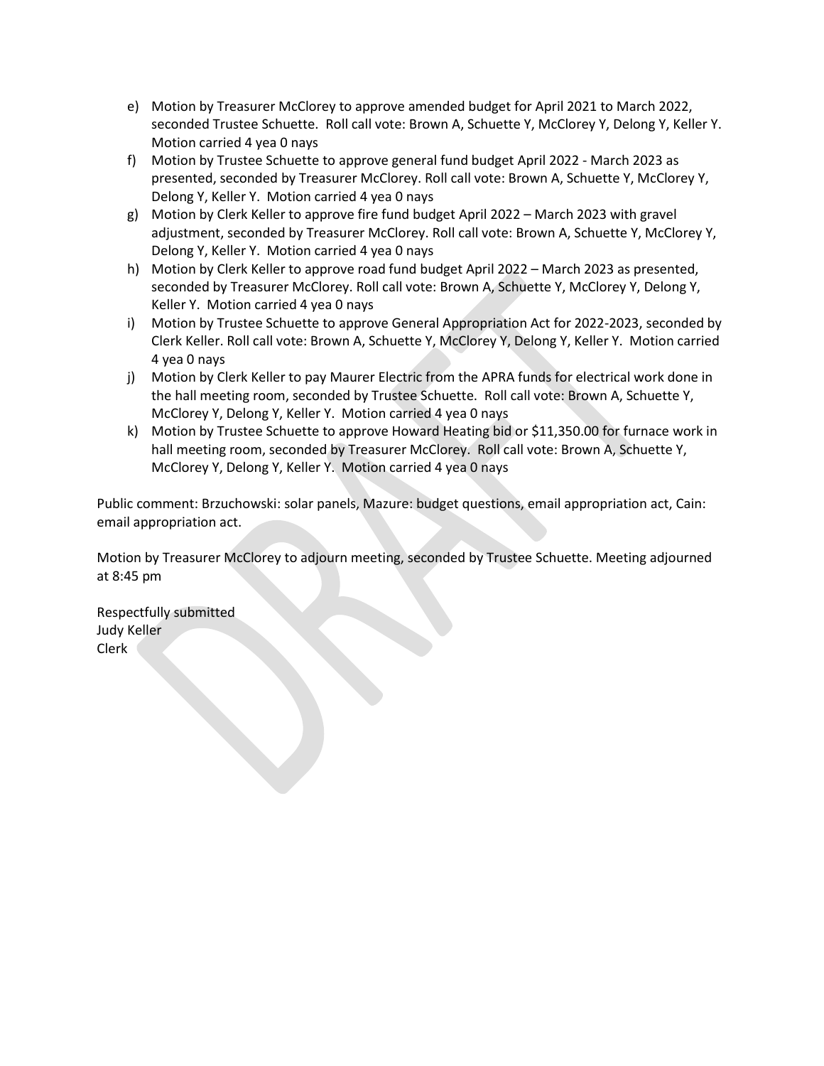e) Motion by Treasurer McClorey to approve amended budget for April 2021 to March 2022, seconded Trustee Schuette. Roll call vote: Brown A, Schuette Y, McClorey Y, Delong Y, Keller Y. Motion carried 4 yea 0 nays
f) Motion by Trustee Schuette to approve general fund budget April 2022 - March 2023 as presented, seconded by Treasurer McClorey. Roll call vote: Brown A, Schuette Y, McClorey Y, Delong Y, Keller Y. Motion carried 4 yea 0 nays
g) Motion by Clerk Keller to approve fire fund budget April 2022 – March 2023 with gravel adjustment, seconded by Treasurer McClorey. Roll call vote: Brown A, Schuette Y, McClorey Y, Delong Y, Keller Y. Motion carried 4 yea 0 nays
h) Motion by Clerk Keller to approve road fund budget April 2022 – March 2023 as presented, seconded by Treasurer McClorey. Roll call vote: Brown A, Schuette Y, McClorey Y, Delong Y, Keller Y. Motion carried 4 yea 0 nays
i) Motion by Trustee Schuette to approve General Appropriation Act for 2022-2023, seconded by Clerk Keller. Roll call vote: Brown A, Schuette Y, McClorey Y, Delong Y, Keller Y. Motion carried 4 yea 0 nays
j) Motion by Clerk Keller to pay Maurer Electric from the APRA funds for electrical work done in the hall meeting room, seconded by Trustee Schuette. Roll call vote: Brown A, Schuette Y, McClorey Y, Delong Y, Keller Y. Motion carried 4 yea 0 nays
k) Motion by Trustee Schuette to approve Howard Heating bid or $11,350.00 for furnace work in hall meeting room, seconded by Treasurer McClorey. Roll call vote: Brown A, Schuette Y, McClorey Y, Delong Y, Keller Y. Motion carried 4 yea 0 nays

Public comment: Brzuchowski: solar panels, Mazure: budget questions, email appropriation act, Cain: email appropriation act.

Motion by Treasurer McClorey to adjourn meeting, seconded by Trustee Schuette. Meeting adjourned at 8:45 pm

Respectfully submitted
Judy Keller
Clerk

DRAFT